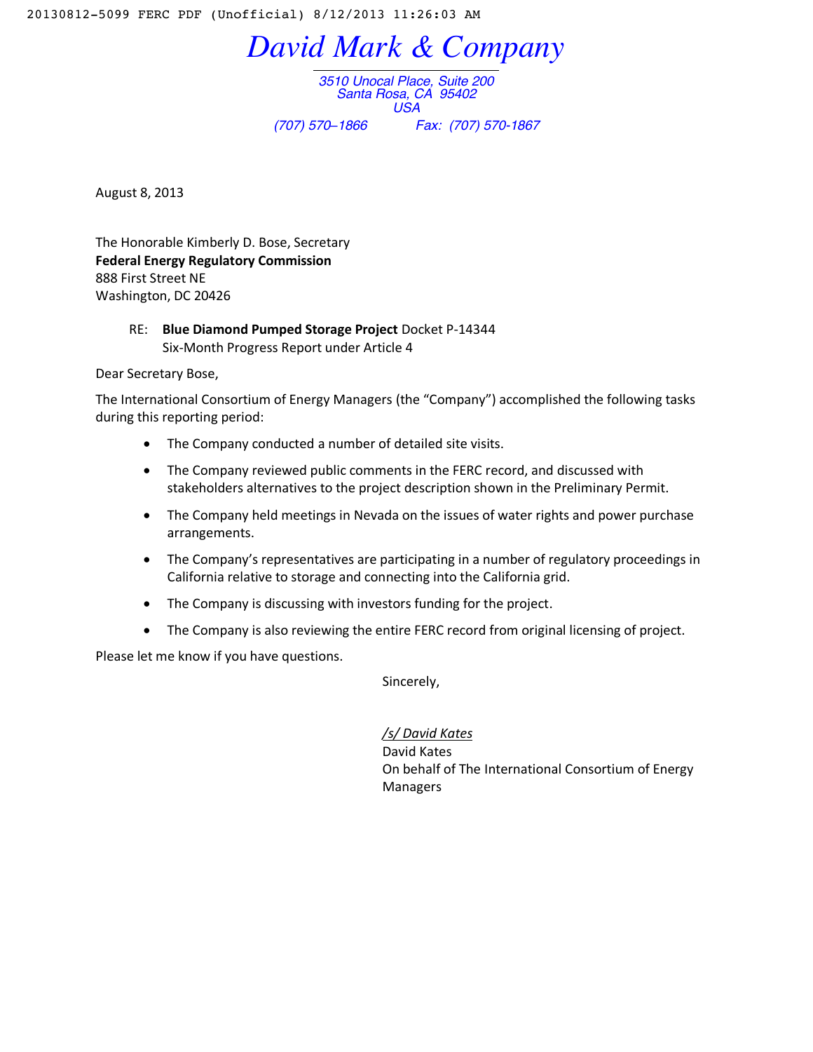20130812-5099 FERC PDF (Unofficial) 8/12/2013 11:26:03 AM

# *David Mark & Company*

*3510 Unocal Place, Suite 200*
*Santa Rosa, CA 95402*
*USA*
*(707) 570–1866* *Fax: (707) 570-1867*

August 8, 2013

The Honorable Kimberly D. Bose, Secretary
**Federal Energy Regulatory Commission**
888 First Street NE
Washington, DC 20426

RE: **Blue Diamond Pumped Storage Project** Docket P-14344
Six-Month Progress Report under Article 4

Dear Secretary Bose,

The International Consortium of Energy Managers (the "Company") accomplished the following tasks during this reporting period:

- The Company conducted a number of detailed site visits.
- The Company reviewed public comments in the FERC record, and discussed with stakeholders alternatives to the project description shown in the Preliminary Permit.
- The Company held meetings in Nevada on the issues of water rights and power purchase arrangements.
- The Company's representatives are participating in a number of regulatory proceedings in California relative to storage and connecting into the California grid.
- The Company is discussing with investors funding for the project.
- The Company is also reviewing the entire FERC record from original licensing of project.

Please let me know if you have questions.

Sincerely,

*/s/ David Kates*
David Kates
On behalf of The International Consortium of Energy Managers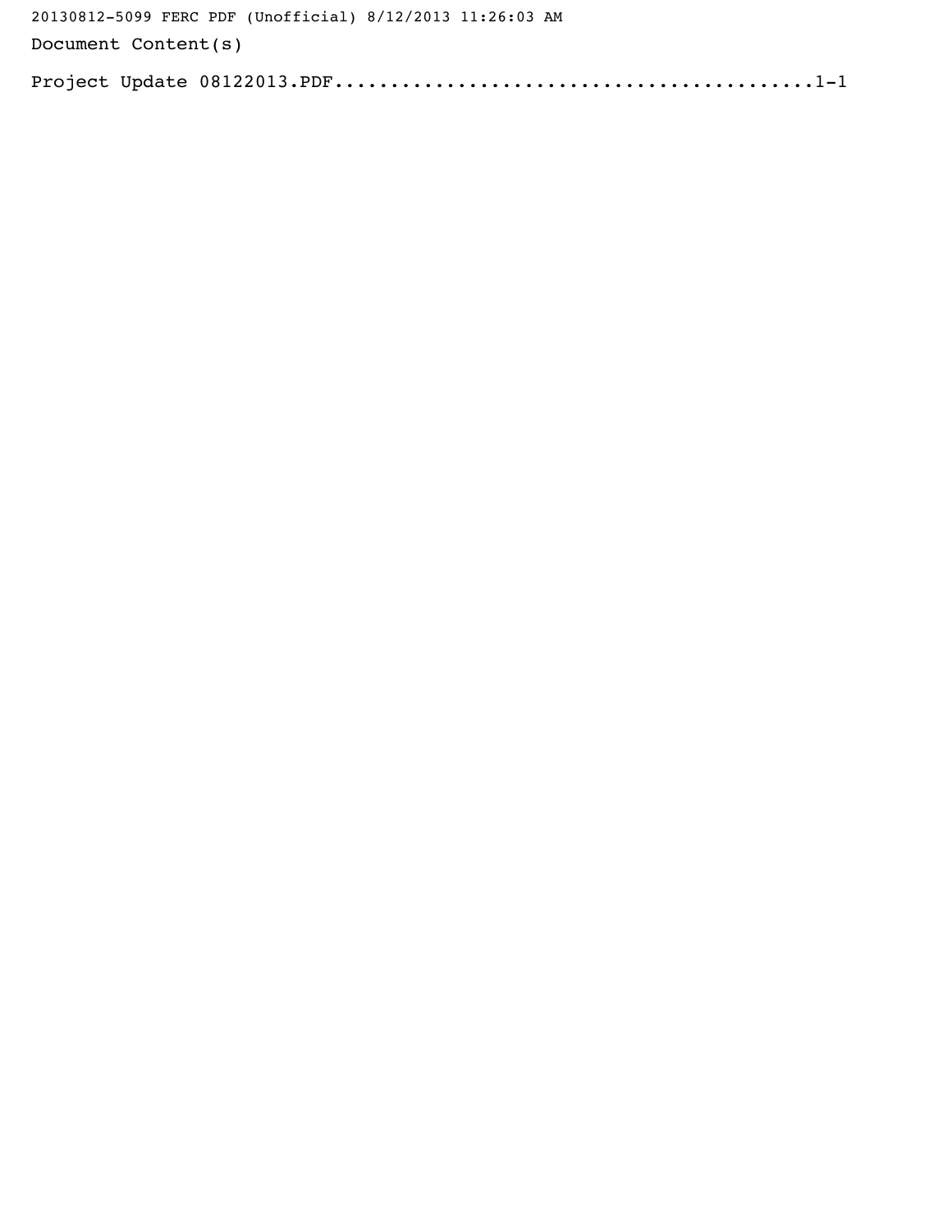Document Content(s)

Project Update 08122013.PDF............................................1-1